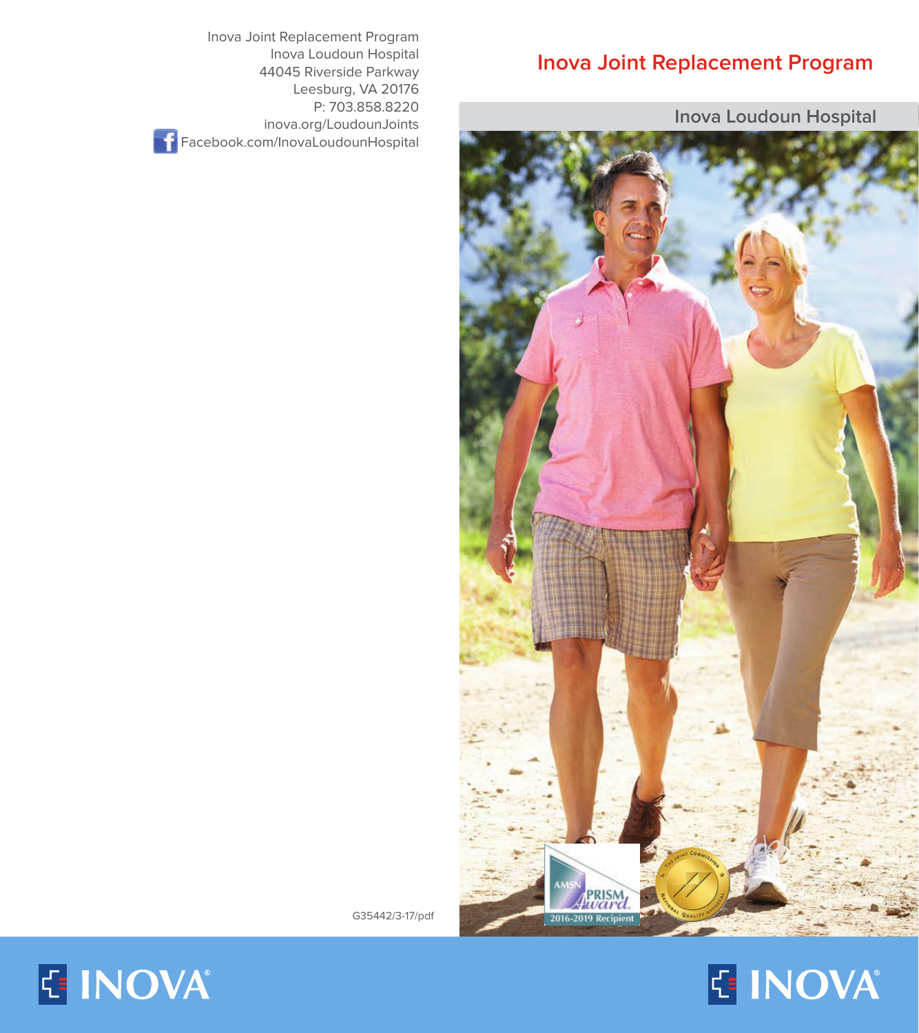Inova Joint Replacement Program
Inova Loudoun Hospital
44045 Riverside Parkway
Leesburg, VA 20176
P: 703.858.8220
inova.org/LoudounJoints
Facebook.com/InovaLoudounHospital

G35442/3-17/pdf

INOVA

# Inova Joint Replacement Program

## Inova Loudoun Hospital

AMSN PRISM Award 2016-2019 Recipient

The Joint Commission National Quality Approval

INOVA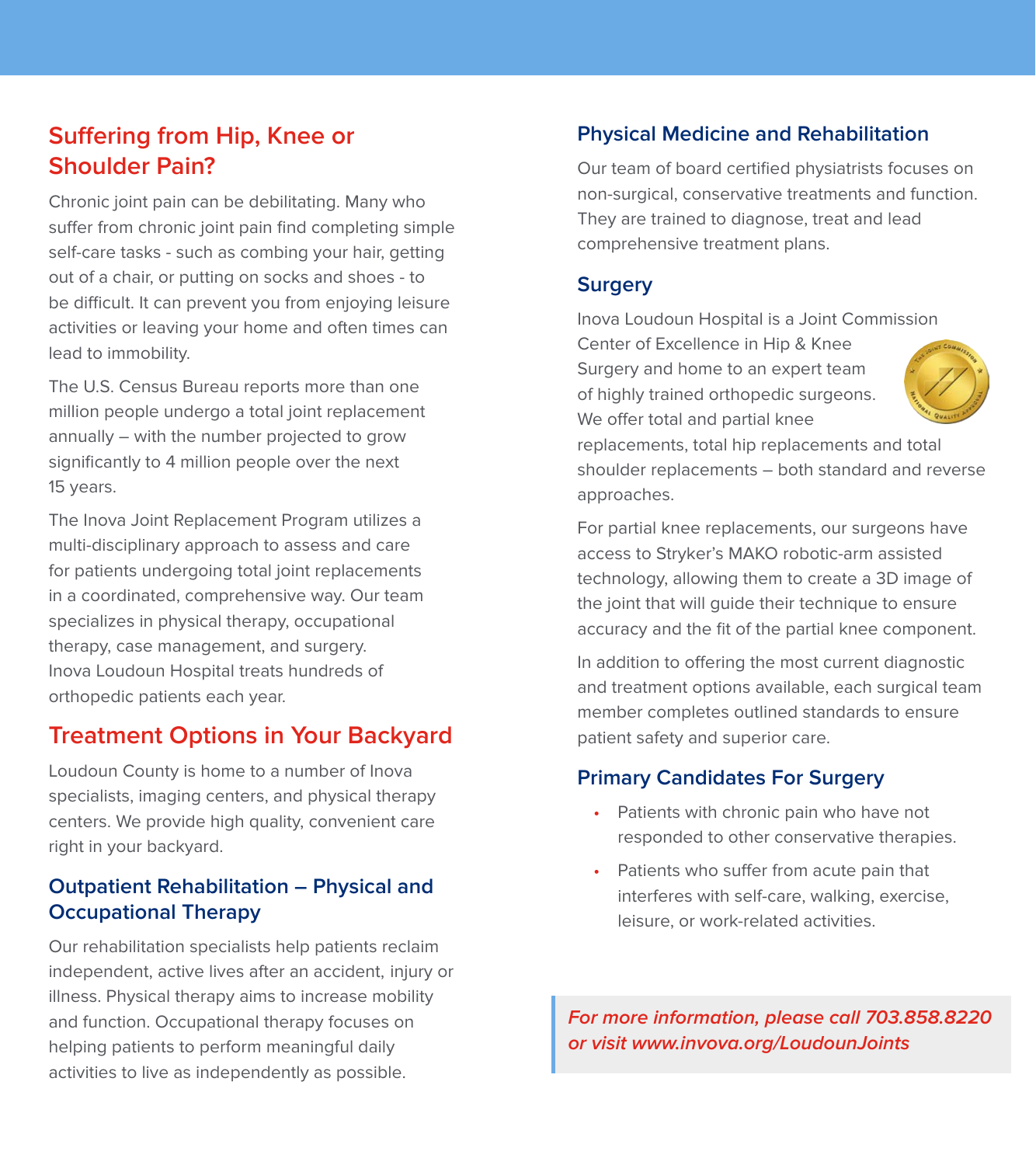## Suffering from Hip, Knee or Shoulder Pain?

Chronic joint pain can be debilitating. Many who suffer from chronic joint pain find completing simple self-care tasks - such as combing your hair, getting out of a chair, or putting on socks and shoes - to be difficult. It can prevent you from enjoying leisure activities or leaving your home and often times can lead to immobility.

The U.S. Census Bureau reports more than one million people undergo a total joint replacement annually – with the number projected to grow significantly to 4 million people over the next 15 years.

The Inova Joint Replacement Program utilizes a multi-disciplinary approach to assess and care for patients undergoing total joint replacements in a coordinated, comprehensive way. Our team specializes in physical therapy, occupational therapy, case management, and surgery. Inova Loudoun Hospital treats hundreds of orthopedic patients each year.

## Treatment Options in Your Backyard

Loudoun County is home to a number of Inova specialists, imaging centers, and physical therapy centers. We provide high quality, convenient care right in your backyard.

### Outpatient Rehabilitation – Physical and Occupational Therapy

Our rehabilitation specialists help patients reclaim independent, active lives after an accident, injury or illness. Physical therapy aims to increase mobility and function. Occupational therapy focuses on helping patients to perform meaningful daily activities to live as independently as possible.

### Physical Medicine and Rehabilitation

Our team of board certified physiatrists focuses on non-surgical, conservative treatments and function. They are trained to diagnose, treat and lead comprehensive treatment plans.

### Surgery

Inova Loudoun Hospital is a Joint Commission Center of Excellence in Hip & Knee Surgery and home to an expert team of highly trained orthopedic surgeons. We offer total and partial knee replacements, total hip replacements and total shoulder replacements – both standard and reverse approaches.

For partial knee replacements, our surgeons have access to Stryker's MAKO robotic-arm assisted technology, allowing them to create a 3D image of the joint that will guide their technique to ensure accuracy and the fit of the partial knee component.

In addition to offering the most current diagnostic and treatment options available, each surgical team member completes outlined standards to ensure patient safety and superior care.

### Primary Candidates For Surgery

- Patients with chronic pain who have not responded to other conservative therapies.
- Patients who suffer from acute pain that interferes with self-care, walking, exercise, leisure, or work-related activities.

***For more information, please call 703.858.8220 or visit www.inova.org/LoudounJoints***